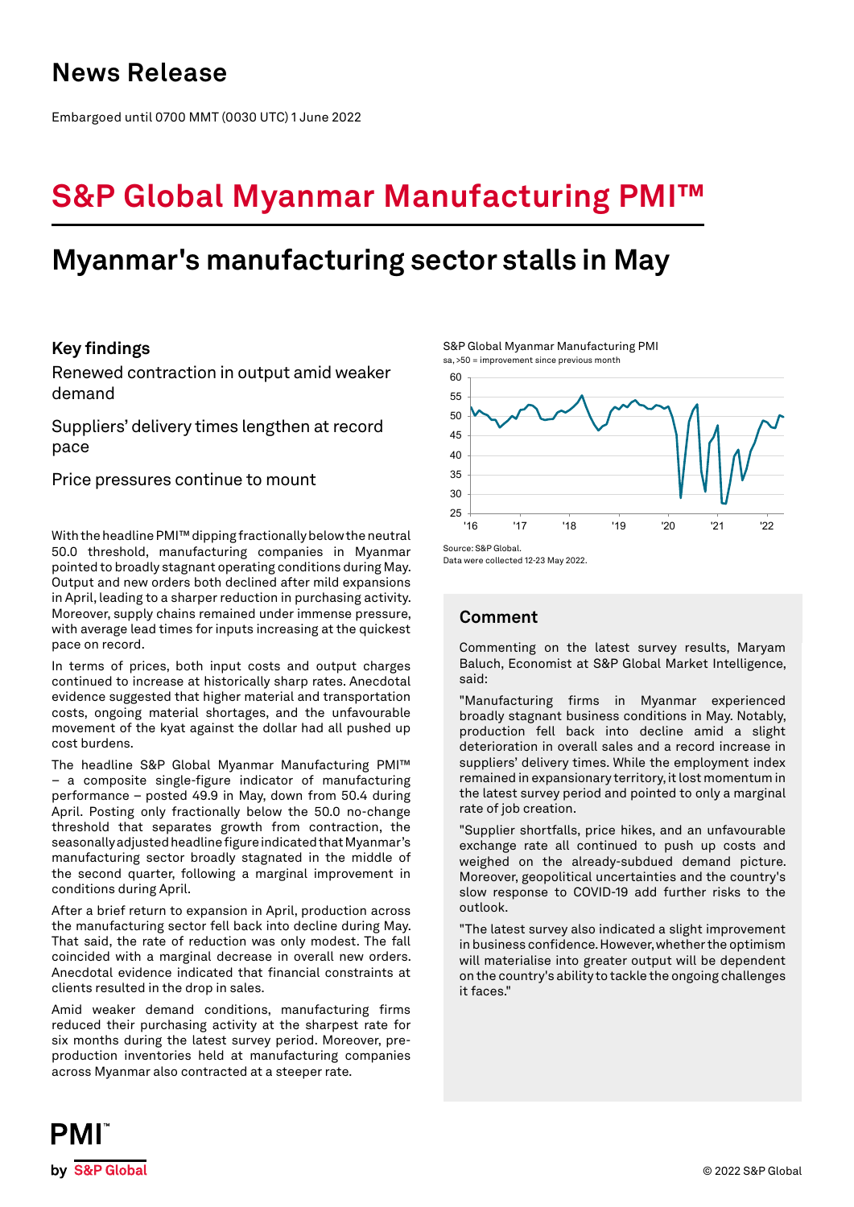# News Release

Embargoed until 0700 MMT (0030 UTC) 1 June 2022

# S&P Global Myanmar Manufacturing PMI™

## Myanmar's manufacturing sector stalls in May

### Key findings

Renewed contraction in output amid weaker demand

Suppliers' delivery times lengthen at record pace

Price pressures continue to mount

S&P Global Myanmar Manufacturing PMI
sa, >50 = improvement since previous month

Source: S&P Global.
Data were collected 12-23 May 2022.

With the headline PMI™ dipping fractionally below the neutral 50.0 threshold, manufacturing companies in Myanmar pointed to broadly stagnant operating conditions during May. Output and new orders both declined after mild expansions in April, leading to a sharper reduction in purchasing activity. Moreover, supply chains remained under immense pressure, with average lead times for inputs increasing at the quickest pace on record.

In terms of prices, both input costs and output charges continued to increase at historically sharp rates. Anecdotal evidence suggested that higher material and transportation costs, ongoing material shortages, and the unfavourable movement of the kyat against the dollar had all pushed up cost burdens.

The headline S&P Global Myanmar Manufacturing PMI™ – a composite single-figure indicator of manufacturing performance – posted 49.9 in May, down from 50.4 during April. Posting only fractionally below the 50.0 no-change threshold that separates growth from contraction, the seasonally adjusted headline figure indicated that Myanmar's manufacturing sector broadly stagnated in the middle of the second quarter, following a marginal improvement in conditions during April.

After a brief return to expansion in April, production across the manufacturing sector fell back into decline during May. That said, the rate of reduction was only modest. The fall coincided with a marginal decrease in overall new orders. Anecdotal evidence indicated that financial constraints at clients resulted in the drop in sales.

Amid weaker demand conditions, manufacturing firms reduced their purchasing activity at the sharpest rate for six months during the latest survey period. Moreover, pre-production inventories held at manufacturing companies across Myanmar also contracted at a steeper rate.

### Comment

Commenting on the latest survey results, Maryam Baluch, Economist at S&P Global Market Intelligence, said:

"Manufacturing firms in Myanmar experienced broadly stagnant business conditions in May. Notably, production fell back into decline amid a slight deterioration in overall sales and a record increase in suppliers' delivery times. While the employment index remained in expansionary territory, it lost momentum in the latest survey period and pointed to only a marginal rate of job creation.

"Supplier shortfalls, price hikes, and an unfavourable exchange rate all continued to push up costs and weighed on the already-subdued demand picture. Moreover, geopolitical uncertainties and the country's slow response to COVID-19 add further risks to the outlook.

"The latest survey also indicated a slight improvement in business confidence. However, whether the optimism will materialise into greater output will be dependent on the country's ability to tackle the ongoing challenges it faces."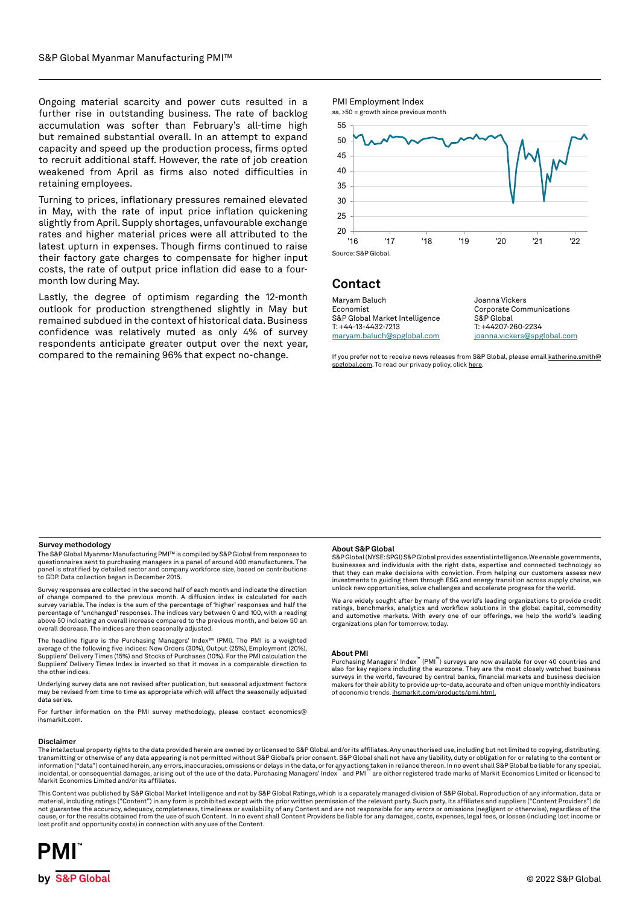Ongoing material scarcity and power cuts resulted in a further rise in outstanding business. The rate of backlog accumulation was softer than February's all-time high but remained substantial overall. In an attempt to expand capacity and speed up the production process, firms opted to recruit additional staff. However, the rate of job creation weakened from April as firms also noted difficulties in retaining employees.

Turning to prices, inflationary pressures remained elevated in May, with the rate of input price inflation quickening slightly from April. Supply shortages, unfavourable exchange rates and higher material prices were all attributed to the latest upturn in expenses. Though firms continued to raise their factory gate charges to compensate for higher input costs, the rate of output price inflation did ease to a four-month low during May.

Lastly, the degree of optimism regarding the 12-month outlook for production strengthened slightly in May but remained subdued in the context of historical data. Business confidence was relatively muted as only 4% of survey respondents anticipate greater output over the next year, compared to the remaining 96% that expect no-change.

PMI Employment Index

sa, >50 = growth since previous month

55
50
45
40
35
30
25
20

'16 '17 '18 '19 '20 '21 '22

Source: S&P Global.

## Contact

Maryam Baluch
Economist
S&P Global Market Intelligence
T: +44-13-4432-7213
maryam.baluch@spglobal.com

Joanna Vickers
Corporate Communications
S&P Global
T: +44207-260-2234
joanna.vickers@spglobal.com

If you prefer not to receive news releases from S&P Global, please email katherine.smith@spglobal.com. To read our privacy policy, click here.

### Survey methodology

The S&P Global Myanmar Manufacturing PMI™ is compiled by S&P Global from responses to questionnaires sent to purchasing managers in a panel of around 400 manufacturers. The panel is stratified by detailed sector and company workforce size, based on contributions to GDP. Data collection began in December 2015.

Survey responses are collected in the second half of each month and indicate the direction of change compared to the previous month. A diffusion index is calculated for each survey variable. The index is the sum of the percentage of 'higher' responses and half the percentage of 'unchanged' responses. The indices vary between 0 and 100, with a reading above 50 indicating an overall increase compared to the previous month, and below 50 an overall decrease. The indices are then seasonally adjusted.

The headline figure is the Purchasing Managers' Index™ (PMI). The PMI is a weighted average of the following five indices: New Orders (30%), Output (25%), Employment (20%), Suppliers' Delivery Times (15%) and Stocks of Purchases (10%). For the PMI calculation the Suppliers' Delivery Times Index is inverted so that it moves in a comparable direction to the other indices.

Underlying survey data are not revised after publication, but seasonal adjustment factors may be revised from time to time as appropriate which will affect the seasonally adjusted data series.

For further information on the PMI survey methodology, please contact economics@ihsmarkit.com.

### About S&P Global

S&P Global (NYSE: SPGI) S&P Global provides essential intelligence. We enable governments, businesses and individuals with the right data, expertise and connected technology so that they can make decisions with conviction. From helping our customers assess new investments to guiding them through ESG and energy transition across supply chains, we unlock new opportunities, solve challenges and accelerate progress for the world.

We are widely sought after by many of the world's leading organizations to provide credit ratings, benchmarks, analytics and workflow solutions in the global capital, commodity and automotive markets. With every one of our offerings, we help the world's leading organizations plan for tomorrow, today.

### About PMI

Purchasing Managers' Index™ (PMI™) surveys are now available for over 40 countries and also for key regions including the eurozone. They are the most closely watched business surveys in the world, favoured by central banks, financial markets and business decision makers for their ability to provide up-to-date, accurate and often unique monthly indicators of economic trends. ihsmarkit.com/products/pmi.html.

### Disclaimer

The intellectual property rights to the data provided herein are owned by or licensed to S&P Global and/or its affiliates. Any unauthorised use, including but not limited to copying, distributing, transmitting or otherwise of any data appearing is not permitted without S&P Global's prior consent. S&P Global shall not have any liability, duty or obligation for or relating to the content or information ("data") contained herein, any errors, inaccuracies, omissions or delays in the data, or for any actions taken in reliance thereon. In no event shall S&P Global be liable for any special, incidental, or consequential damages, arising out of the use of the data. Purchasing Managers' Index™ and PMI™ are either registered trade marks of Markit Economics Limited or licensed to Markit Economics Limited and/or its affiliates.

This Content was published by S&P Global Market Intelligence and not by S&P Global Ratings, which is a separately managed division of S&P Global. Reproduction of any information, data or material, including ratings ("Content") in any form is prohibited except with the prior written permission of the relevant party. Such party, its affiliates and suppliers ("Content Providers") do not guarantee the accuracy, adequacy, completeness, timeliness or availability of any Content and are not responsible for any errors or omissions (negligent or otherwise), regardless of the cause, or for the results obtained from the use of such Content. In no event shall Content Providers be liable for any damages, costs, expenses, legal fees, or losses (including lost income or lost profit and opportunity costs) in connection with any use of the Content.

PMI™ by S&P Global

© 2022 S&P Global